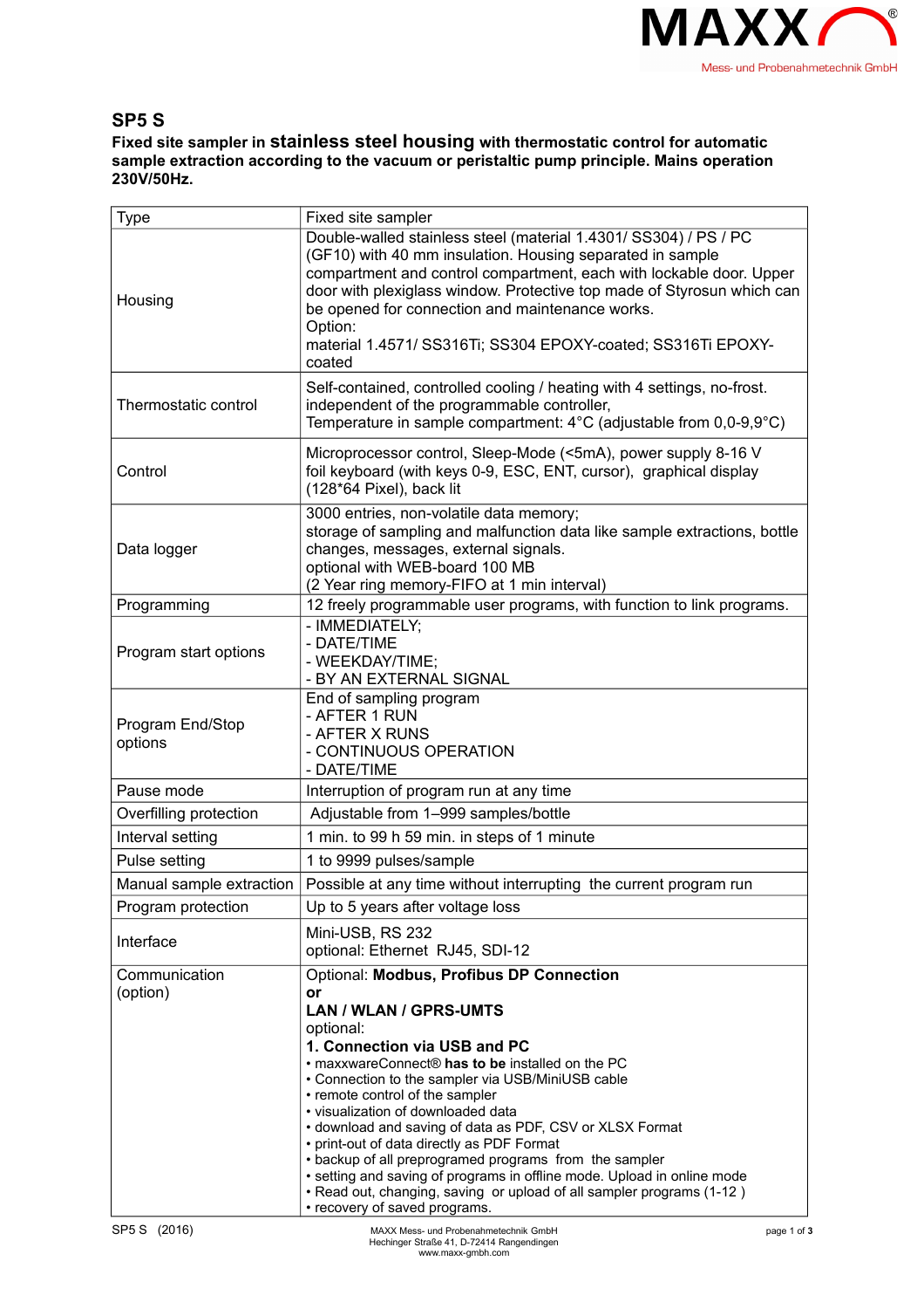MAXX®
Mess- und Probenahmetechnik GmbH

## SP5 S

**Fixed site sampler in stainless steel housing with thermostatic control for automatic sample extraction according to the vacuum or peristaltic pump principle. Mains operation 230V/50Hz.**

| Type | Fixed site sampler |
|---|---|
| Housing | Double-walled stainless steel (material 1.4301/ SS304) / PS / PC (GF10) with 40 mm insulation. Housing separated in sample compartment and control compartment, each with lockable door. Upper door with plexiglass window. Protective top made of Styrosun which can be opened for connection and maintenance works.<br>Option:<br>material 1.4571/ SS316Ti; SS304 EPOXY-coated; SS316Ti EPOXY-coated |
| Thermostatic control | Self-contained, controlled cooling / heating with 4 settings, no-frost. independent of the programmable controller,<br>Temperature in sample compartment: 4°C (adjustable from 0,0-9,9°C) |
| Control | Microprocessor control, Sleep-Mode (<5mA), power supply 8-16 V foil keyboard (with keys 0-9, ESC, ENT, cursor), graphical display (128*64 Pixel), back lit |
| Data logger | 3000 entries, non-volatile data memory;<br>storage of sampling and malfunction data like sample extractions, bottle changes, messages, external signals.<br>optional with WEB-board 100 MB<br>(2 Year ring memory-FIFO at 1 min interval) |
| Programming | 12 freely programmable user programs, with function to link programs. |
| Program start options | - IMMEDIATELY;<br>- DATE/TIME<br>- WEEKDAY/TIME;<br>- BY AN EXTERNAL SIGNAL |
| Program End/Stop options | End of sampling program<br>- AFTER 1 RUN<br>- AFTER X RUNS<br>- CONTINUOUS OPERATION<br>- DATE/TIME |
| Pause mode | Interruption of program run at any time |
| Overfilling protection | Adjustable from 1–999 samples/bottle |
| Interval setting | 1 min. to 99 h 59 min. in steps of 1 minute |
| Pulse setting | 1 to 9999 pulses/sample |
| Manual sample extraction | Possible at any time without interrupting the current program run |
| Program protection | Up to 5 years after voltage loss |
| Interface | Mini-USB, RS 232<br>optional: Ethernet RJ45, SDI-12 |
| Communication (option) | Optional: **Modbus, Profibus DP Connection**<br>**or**<br>**LAN / WLAN / GPRS-UMTS**<br>optional:<br>**1. Connection via USB and PC**<br>• maxxwareConnect® **has to be** installed on the PC<br>• Connection to the sampler via USB/MiniUSB cable<br>• remote control of the sampler<br>• visualization of downloaded data<br>• download and saving of data as PDF, CSV or XLSX Format<br>• print-out of data directly as PDF Format<br>• backup of all preprogramed programs from the sampler<br>• setting and saving of programs in offline mode. Upload in online mode<br>• Read out, changing, saving or upload of all sampler programs (1-12 )<br>• recovery of saved programs. |

SP5 S (2016)

MAXX Mess- und Probenahmetechnik GmbH
Hechinger Straße 41, D-72414 Rangendingen
www.maxx-gmbh.com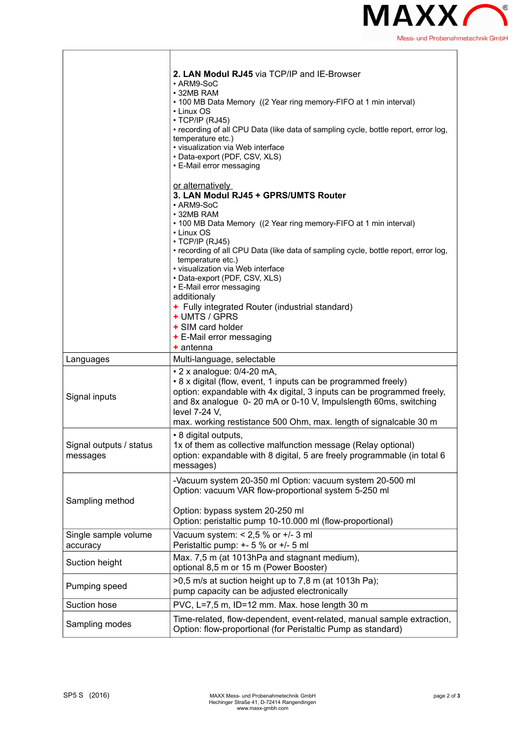| | |
|---|---|
| | **2. LAN Modul RJ45** via TCP/IP and IE-Browser<br>• ARM9-SoC<br>• 32MB RAM<br>• 100 MB Data Memory ((2 Year ring memory-FIFO at 1 min interval)<br>• Linux OS<br>• TCP/IP (RJ45)<br>• recording of all CPU Data (like data of sampling cycle, bottle report, error log, temperature etc.)<br>• visualization via Web interface<br>• Data-export (PDF, CSV, XLS)<br>• E-Mail error messaging<br><br>or alternatively<br>**3. LAN Modul RJ45 + GPRS/UMTS Router**<br>• ARM9-SoC<br>• 32MB RAM<br>• 100 MB Data Memory ((2 Year ring memory-FIFO at 1 min interval)<br>• Linux OS<br>• TCP/IP (RJ45)<br>• recording of all CPU Data (like data of sampling cycle, bottle report, error log, temperature etc.)<br>• visualization via Web interface<br>• Data-export (PDF, CSV, XLS)<br>• E-Mail error messaging<br>additionaly<br>+ Fully integrated Router (industrial standard)<br>+ UMTS / GPRS<br>+ SIM card holder<br>+ E-Mail error messaging<br>+ antenna |
| Languages | Multi-language, selectable |
| Signal inputs | • 2 x analogue: 0/4-20 mA,<br>• 8 x digital (flow, event, 1 inputs can be programmed freely)<br>option: expandable with 4x digital, 3 inputs can be programmed freely, and 8x analogue 0- 20 mA or 0-10 V, Impulslength 60ms, switching level 7-24 V,<br>max. working restistance 500 Ohm, max. length of signalcable 30 m |
| Signal outputs / status messages | • 8 digital outputs,<br>1x of them as collective malfunction message (Relay optional)<br>option: expandable with 8 digital, 5 are freely programmable (in total 6 messages) |
| Sampling method | -Vacuum system 20-350 ml Option: vacuum system 20-500 ml<br>Option: vacuum VAR flow-proportional system 5-250 ml<br><br>Option: bypass system 20-250 ml<br>Option: peristaltic pump 10-10.000 ml (flow-proportional) |
| Single sample volume accuracy | Vacuum system: < 2,5 % or +/- 3 ml<br>Peristaltic pump: +- 5 % or +/- 5 ml |
| Suction height | Max. 7,5 m (at 1013hPa and stagnant medium),<br>optional 8,5 m or 15 m (Power Booster) |
| Pumping speed | >0,5 m/s at suction height up to 7,8 m (at 1013h Pa);<br>pump capacity can be adjusted electronically |
| Suction hose | PVC, L=7,5 m, ID=12 mm. Max. hose length 30 m |
| Sampling modes | Time-related, flow-dependent, event-related, manual sample extraction,<br>Option: flow-proportional (for Peristaltic Pump as standard) |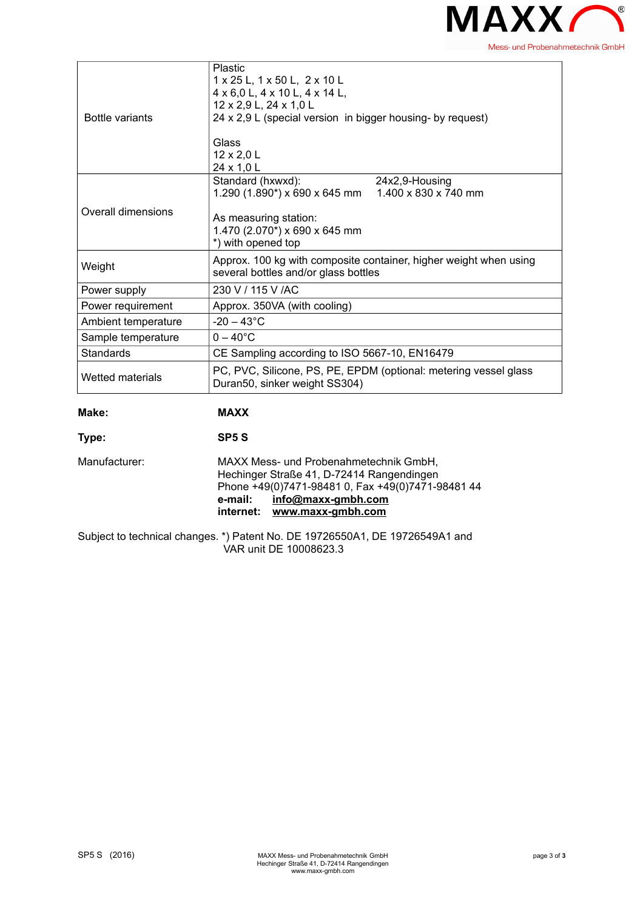| | |
|---|---|
| Bottle variants | Plastic<br>1 x 25 L, 1 x 50 L, 2 x 10 L<br>4 x 6,0 L, 4 x 10 L, 4 x 14 L,<br>12 x 2,9 L, 24 x 1,0 L<br>24 x 2,9 L (special version in bigger housing- by request)<br><br>Glass<br>12 x 2,0 L<br>24 x 1,0 L |
| Overall dimensions | Standard (hxwxd): 1.290 (1.890*) x 690 x 645 mm<br>24x2,9-Housing: 1.400 x 830 x 740 mm<br><br>As measuring station:<br>1.470 (2.070*) x 690 x 645 mm<br>*) with opened top |
| Weight | Approx. 100 kg with composite container, higher weight when using several bottles and/or glass bottles |
| Power supply | 230 V / 115 V /AC |
| Power requirement | Approx. 350VA (with cooling) |
| Ambient temperature | -20 – 43°C |
| Sample temperature | 0 – 40°C |
| Standards | CE Sampling according to ISO 5667-10, EN16479 |
| Wetted materials | PC, PVC, Silicone, PS, PE, EPDM (optional: metering vessel glass Duran50, sinker weight SS304) |

**Make:** **MAXX**

**Type:** **SP5 S**

Manufacturer: MAXX Mess- und Probenahmetechnik GmbH,
Hechinger Straße 41, D-72414 Rangendingen
Phone +49(0)7471-98481 0, Fax +49(0)7471-98481 44
**e-mail:** **info@maxx-gmbh.com**
**internet:** **www.maxx-gmbh.com**

Subject to technical changes. *) Patent No. DE 19726550A1, DE 19726549A1 and VAR unit DE 10008623.3